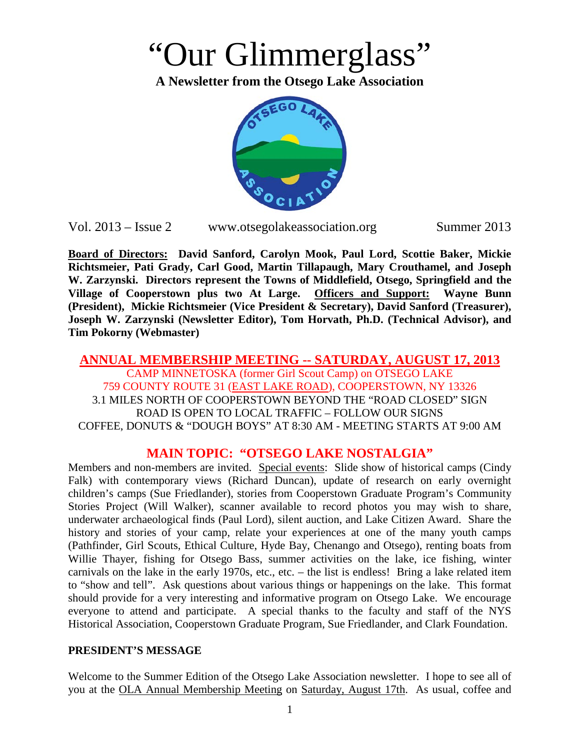# "Our Glimmerglass"

**A Newsletter from the Otsego Lake Association**

Vol. 2013 – Issue 2 www.otsegolakeassociation.org Summer 2013

**Board of Directors: David Sanford, Carolyn Mook, Paul Lord, Scottie Baker, Mickie Richtsmeier, Pati Grady, Carl Good, Martin Tillapaugh, Mary Crouthamel, and Joseph W. Zarzynski. Directors represent the Towns of Middlefield, Otsego, Springfield and the Village of Cooperstown plus two At Large. Officers and Support: Wayne Bunn (President), Mickie Richtsmeier (Vice President & Secretary), David Sanford (Treasurer), Joseph W. Zarzynski (Newsletter Editor), Tom Horvath, Ph.D. (Technical Advisor), and Tim Pokorny (Webmaster)**

## ANNUAL MEMBERSHIP MEETING -- SATURDAY, AUGUST 17, 2013

CAMP MINNETOSKA (former Girl Scout Camp) on OTSEGO LAKE
759 COUNTY ROUTE 31 (EAST LAKE ROAD), COOPERSTOWN, NY 13326
3.1 MILES NORTH OF COOPERSTOWN BEYOND THE "ROAD CLOSED" SIGN
ROAD IS OPEN TO LOCAL TRAFFIC – FOLLOW OUR SIGNS
COFFEE, DONUTS & "DOUGH BOYS" AT 8:30 AM - MEETING STARTS AT 9:00 AM

## MAIN TOPIC: "OTSEGO LAKE NOSTALGIA"

Members and non-members are invited. Special events: Slide show of historical camps (Cindy Falk) with contemporary views (Richard Duncan), update of research on early overnight children's camps (Sue Friedlander), stories from Cooperstown Graduate Program's Community Stories Project (Will Walker), scanner available to record photos you may wish to share, underwater archaeological finds (Paul Lord), silent auction, and Lake Citizen Award. Share the history and stories of your camp, relate your experiences at one of the many youth camps (Pathfinder, Girl Scouts, Ethical Culture, Hyde Bay, Chenango and Otsego), renting boats from Willie Thayer, fishing for Otsego Bass, summer activities on the lake, ice fishing, winter carnivals on the lake in the early 1970s, etc., etc. – the list is endless! Bring a lake related item to "show and tell". Ask questions about various things or happenings on the lake. This format should provide for a very interesting and informative program on Otsego Lake. We encourage everyone to attend and participate. A special thanks to the faculty and staff of the NYS Historical Association, Cooperstown Graduate Program, Sue Friedlander, and Clark Foundation.

### PRESIDENT'S MESSAGE

Welcome to the Summer Edition of the Otsego Lake Association newsletter. I hope to see all of you at the OLA Annual Membership Meeting on Saturday, August 17th. As usual, coffee and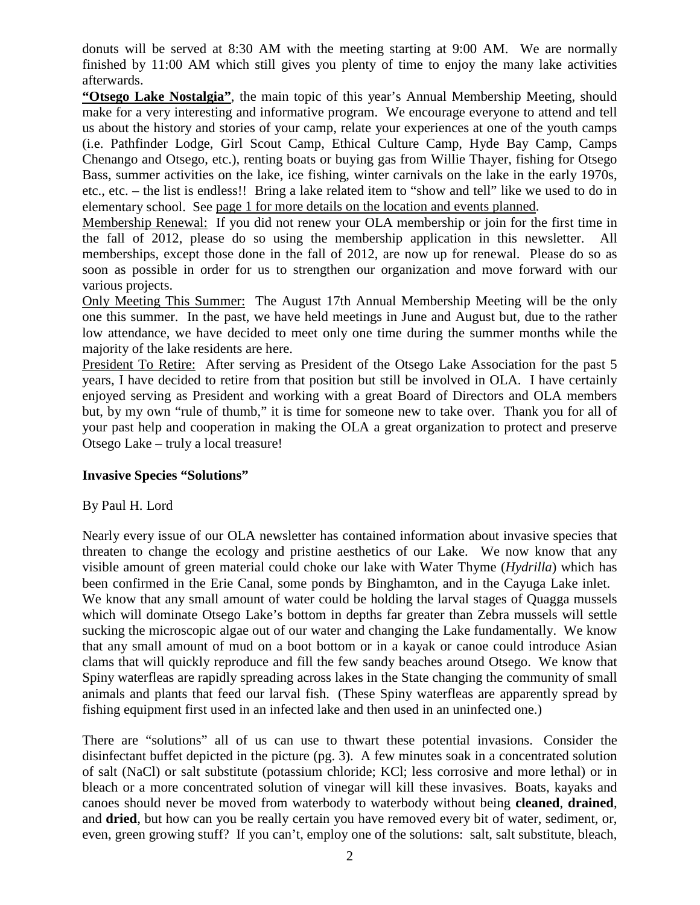donuts will be served at 8:30 AM with the meeting starting at 9:00 AM. We are normally finished by 11:00 AM which still gives you plenty of time to enjoy the many lake activities afterwards.

**"Otsego Lake Nostalgia"**, the main topic of this year's Annual Membership Meeting, should make for a very interesting and informative program. We encourage everyone to attend and tell us about the history and stories of your camp, relate your experiences at one of the youth camps (i.e. Pathfinder Lodge, Girl Scout Camp, Ethical Culture Camp, Hyde Bay Camp, Camps Chenango and Otsego, etc.), renting boats or buying gas from Willie Thayer, fishing for Otsego Bass, summer activities on the lake, ice fishing, winter carnivals on the lake in the early 1970s, etc., etc. – the list is endless!! Bring a lake related item to "show and tell" like we used to do in elementary school. See page 1 for more details on the location and events planned.

Membership Renewal: If you did not renew your OLA membership or join for the first time in the fall of 2012, please do so using the membership application in this newsletter. All memberships, except those done in the fall of 2012, are now up for renewal. Please do so as soon as possible in order for us to strengthen our organization and move forward with our various projects.

Only Meeting This Summer: The August 17th Annual Membership Meeting will be the only one this summer. In the past, we have held meetings in June and August but, due to the rather low attendance, we have decided to meet only one time during the summer months while the majority of the lake residents are here.

President To Retire: After serving as President of the Otsego Lake Association for the past 5 years, I have decided to retire from that position but still be involved in OLA. I have certainly enjoyed serving as President and working with a great Board of Directors and OLA members but, by my own "rule of thumb," it is time for someone new to take over. Thank you for all of your past help and cooperation in making the OLA a great organization to protect and preserve Otsego Lake – truly a local treasure!

## Invasive Species "Solutions"

By Paul H. Lord

Nearly every issue of our OLA newsletter has contained information about invasive species that threaten to change the ecology and pristine aesthetics of our Lake. We now know that any visible amount of green material could choke our lake with Water Thyme (*Hydrilla*) which has been confirmed in the Erie Canal, some ponds by Binghamton, and in the Cayuga Lake inlet. We know that any small amount of water could be holding the larval stages of Quagga mussels which will dominate Otsego Lake's bottom in depths far greater than Zebra mussels will settle sucking the microscopic algae out of our water and changing the Lake fundamentally. We know that any small amount of mud on a boot bottom or in a kayak or canoe could introduce Asian clams that will quickly reproduce and fill the few sandy beaches around Otsego. We know that Spiny waterfleas are rapidly spreading across lakes in the State changing the community of small animals and plants that feed our larval fish. (These Spiny waterfleas are apparently spread by fishing equipment first used in an infected lake and then used in an uninfected one.)

There are "solutions" all of us can use to thwart these potential invasions. Consider the disinfectant buffet depicted in the picture (pg. 3). A few minutes soak in a concentrated solution of salt (NaCl) or salt substitute (potassium chloride; KCl; less corrosive and more lethal) or in bleach or a more concentrated solution of vinegar will kill these invasives. Boats, kayaks and canoes should never be moved from waterbody to waterbody without being **cleaned**, **drained**, and **dried**, but how can you be really certain you have removed every bit of water, sediment, or, even, green growing stuff? If you can't, employ one of the solutions: salt, salt substitute, bleach,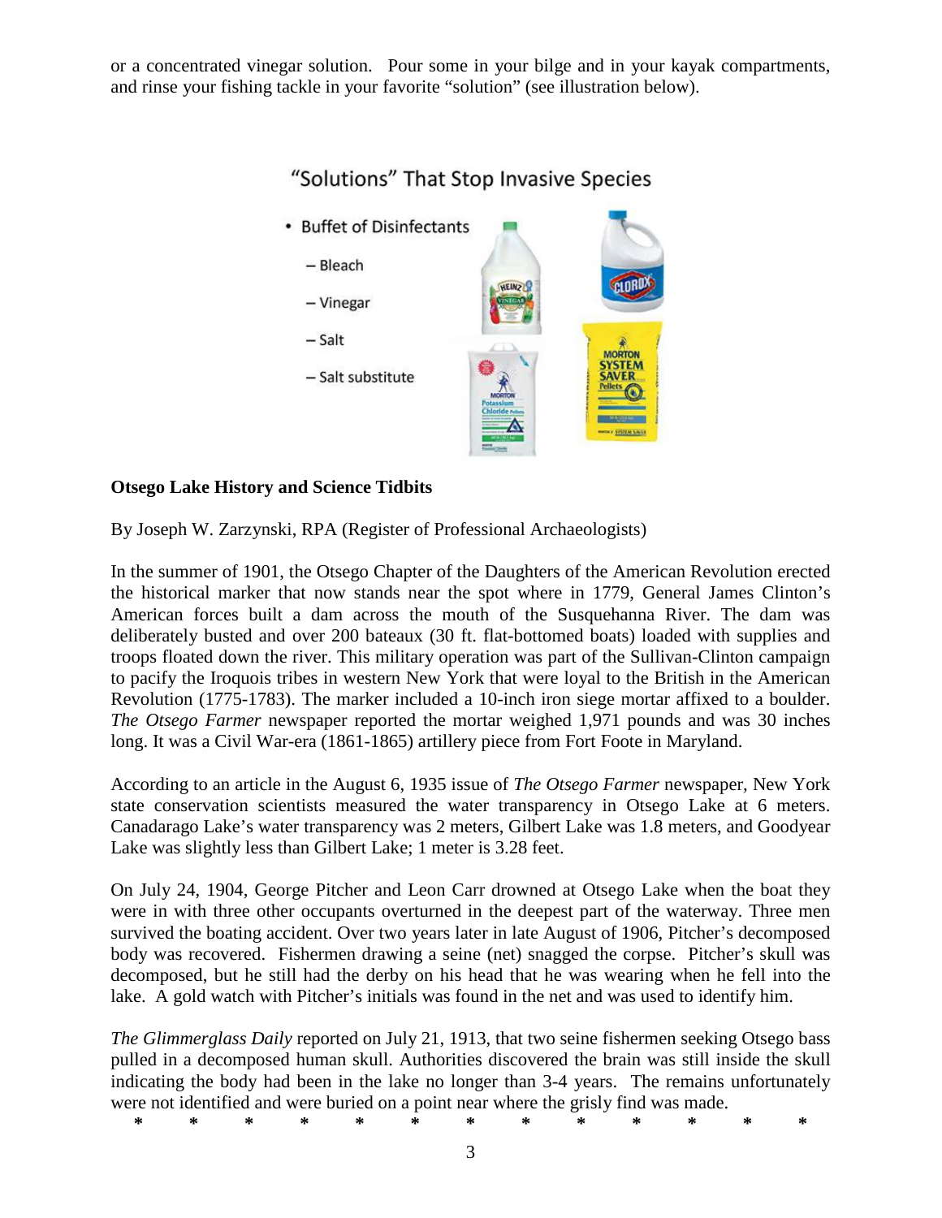or a concentrated vinegar solution. Pour some in your bilge and in your kayak compartments, and rinse your fishing tackle in your favorite "solution" (see illustration below).

"Solutions" That Stop Invasive Species

- Buffet of Disinfectants
  - Bleach
  - Vinegar
  - Salt
  - Salt substitute

**Otsego Lake History and Science Tidbits**

By Joseph W. Zarzynski, RPA (Register of Professional Archaeologists)

In the summer of 1901, the Otsego Chapter of the Daughters of the American Revolution erected the historical marker that now stands near the spot where in 1779, General James Clinton's American forces built a dam across the mouth of the Susquehanna River. The dam was deliberately busted and over 200 bateaux (30 ft. flat-bottomed boats) loaded with supplies and troops floated down the river. This military operation was part of the Sullivan-Clinton campaign to pacify the Iroquois tribes in western New York that were loyal to the British in the American Revolution (1775-1783). The marker included a 10-inch iron siege mortar affixed to a boulder. *The Otsego Farmer* newspaper reported the mortar weighed 1,971 pounds and was 30 inches long. It was a Civil War-era (1861-1865) artillery piece from Fort Foote in Maryland.

According to an article in the August 6, 1935 issue of *The Otsego Farmer* newspaper, New York state conservation scientists measured the water transparency in Otsego Lake at 6 meters. Canadarago Lake's water transparency was 2 meters, Gilbert Lake was 1.8 meters, and Goodyear Lake was slightly less than Gilbert Lake; 1 meter is 3.28 feet.

On July 24, 1904, George Pitcher and Leon Carr drowned at Otsego Lake when the boat they were in with three other occupants overturned in the deepest part of the waterway. Three men survived the boating accident. Over two years later in late August of 1906, Pitcher's decomposed body was recovered. Fishermen drawing a seine (net) snagged the corpse. Pitcher's skull was decomposed, but he still had the derby on his head that he was wearing when he fell into the lake. A gold watch with Pitcher's initials was found in the net and was used to identify him.

*The Glimmerglass Daily* reported on July 21, 1913, that two seine fishermen seeking Otsego bass pulled in a decomposed human skull. Authorities discovered the brain was still inside the skull indicating the body had been in the lake no longer than 3-4 years. The remains unfortunately were not identified and were buried on a point near where the grisly find was made.

* * * * * * * * * * * * *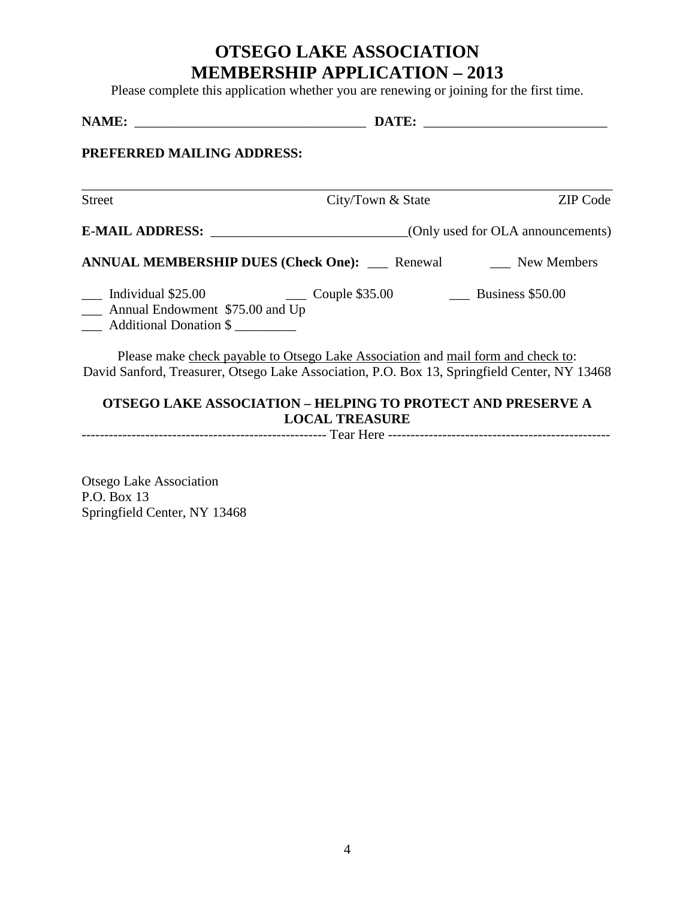# OTSEGO LAKE ASSOCIATION
# MEMBERSHIP APPLICATION – 2013

Please complete this application whether you are renewing or joining for the first time.

**NAME:** __________________________________ **DATE:** ___________________________

**PREFERRED MAILING ADDRESS:**

_______________________________________________________________________________

Street                    City/Town & State                    ZIP Code

**E-MAIL ADDRESS:** _____________________________(Only used for OLA announcements)

**ANNUAL MEMBERSHIP DUES (Check One):** ___ Renewal    ___ New Members

___ Individual $25.00    ___ Couple $35.00    ___ Business $50.00
___ Annual Endowment $75.00 and Up
___ Additional Donation $ _________

Please make check payable to Otsego Lake Association and mail form and check to:
David Sanford, Treasurer, Otsego Lake Association, P.O. Box 13, Springfield Center, NY 13468

**OTSEGO LAKE ASSOCIATION – HELPING TO PROTECT AND PRESERVE A LOCAL TREASURE**

------------------------------------------------------ Tear Here --------------------------------------------------

Otsego Lake Association
P.O. Box 13
Springfield Center, NY 13468